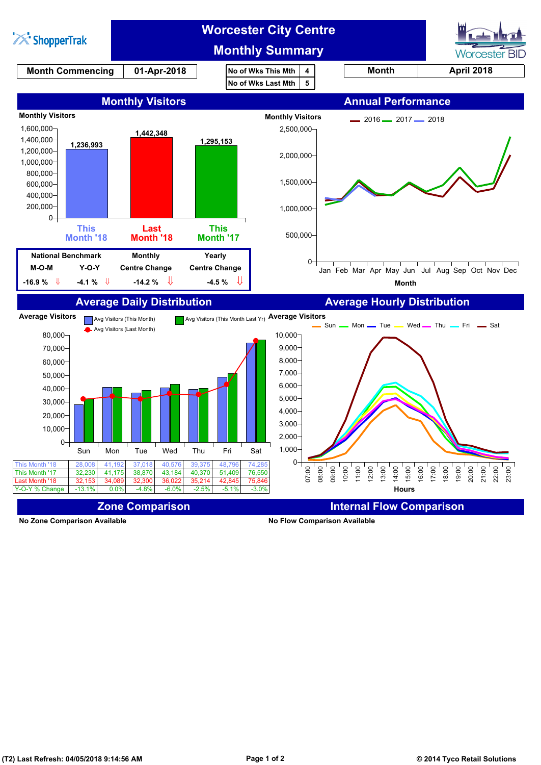# Worcester City Centre Monthly Summary

ShopperTrak | Worcester BID

| Month Commencing | 01-Apr-2018 |
|---|---|

| No of Wks This Mth | 4 |
|---|---|
| No of Wks Last Mth | 5 |

| Month | April 2018 |
|---|---|

## Monthly Visitors

Monthly Visitors

| This Month '18 | Last Month '18 | This Month '17 |
|---|---|---|
| 1,236,993 | 1,442,348 | 1,295,153 |

| National Benchmark | | Monthly | Yearly |
|---|---|---|---|
| M-O-M | Y-O-Y | Centre Change | Centre Change |
| -16.9 % ⇓ | -4.1 % ⇓ | -14.2 % ⇓ | -4.5 % ⇓ |

## Annual Performance

Monthly Visitors — 2016, 2017, 2018

Month: Jan Feb Mar Apr May Jun Jul Aug Sep Oct Nov Dec

## Average Daily Distribution

Average Visitors — Avg Visitors (This Month), Avg Visitors (This Month Last Yr), Avg Visitors (Last Month)

| | Sun | Mon | Tue | Wed | Thu | Fri | Sat |
|---|---|---|---|---|---|---|---|
| This Month '18 | 28,008 | 41,192 | 37,018 | 40,576 | 39,375 | 48,796 | 74,285 |
| This Month '17 | 32,230 | 41,175 | 38,870 | 43,184 | 40,370 | 51,409 | 76,550 |
| Last Month '18 | 32,153 | 34,089 | 32,300 | 36,022 | 35,214 | 42,845 | 75,846 |
| Y-O-Y % Change | -13.1% | 0.0% | -4.8% | -6.0% | -2.5% | -5.1% | -3.0% |

## Average Hourly Distribution

Average Visitors — Sun, Mon, Tue, Wed, Thu, Fri, Sat

Hours: 07:00 – 23:00

## Zone Comparison

No Zone Comparison Available

## Internal Flow Comparison

No Flow Comparison Available

(T2) Last Refresh: 04/05/2018 9:14:56 AM

© 2014 Tyco Retail Solutions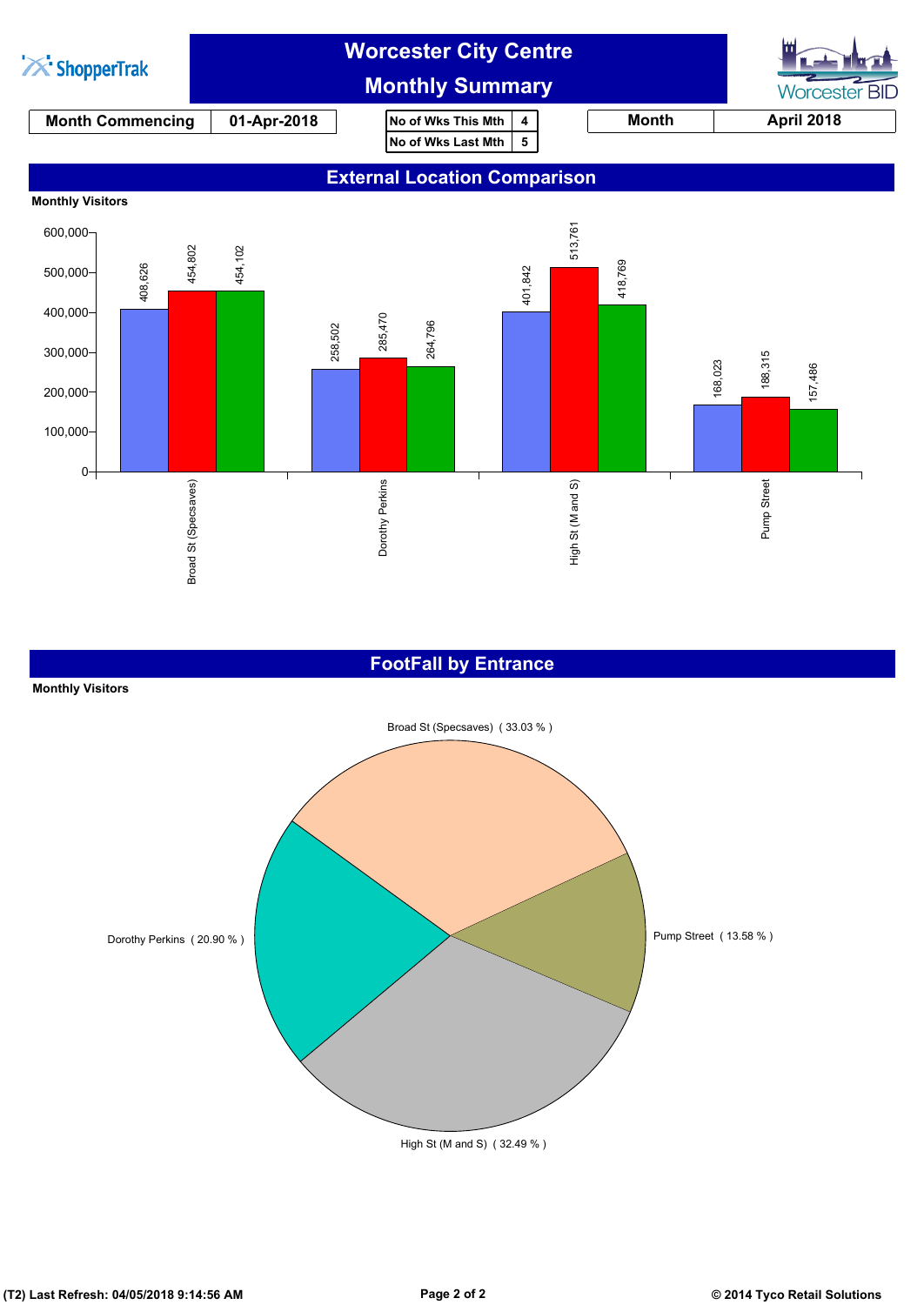# Worcester City Centre
## Monthly Summary

| Month Commencing | 01-Apr-2018 |
|---|---|

| No of Wks This Mth | 4 |
|---|---|
| No of Wks Last Mth | 5 |

| Month | April 2018 |
|---|---|

## External Location Comparison

**Monthly Visitors**

| Location | | | |
|---|---|---|---|
| Broad St (Specsaves) | 408,626 | 454,802 | 454,102 |
| Dorothy Perkins | 258,502 | 285,470 | 264,796 |
| High St (M and S) | 401,842 | 513,761 | 418,769 |
| Pump Street | 168,023 | 188,315 | 157,486 |

## FootFall by Entrance

**Monthly Visitors**

| Entrance | % |
|---|---|
| Broad St (Specsaves) | 33.03 % |
| Pump Street | 13.58 % |
| High St (M and S) | 32.49 % |
| Dorothy Perkins | 20.90 % |

(T2) Last Refresh: 04/05/2018 9:14:56 AM

© 2014 Tyco Retail Solutions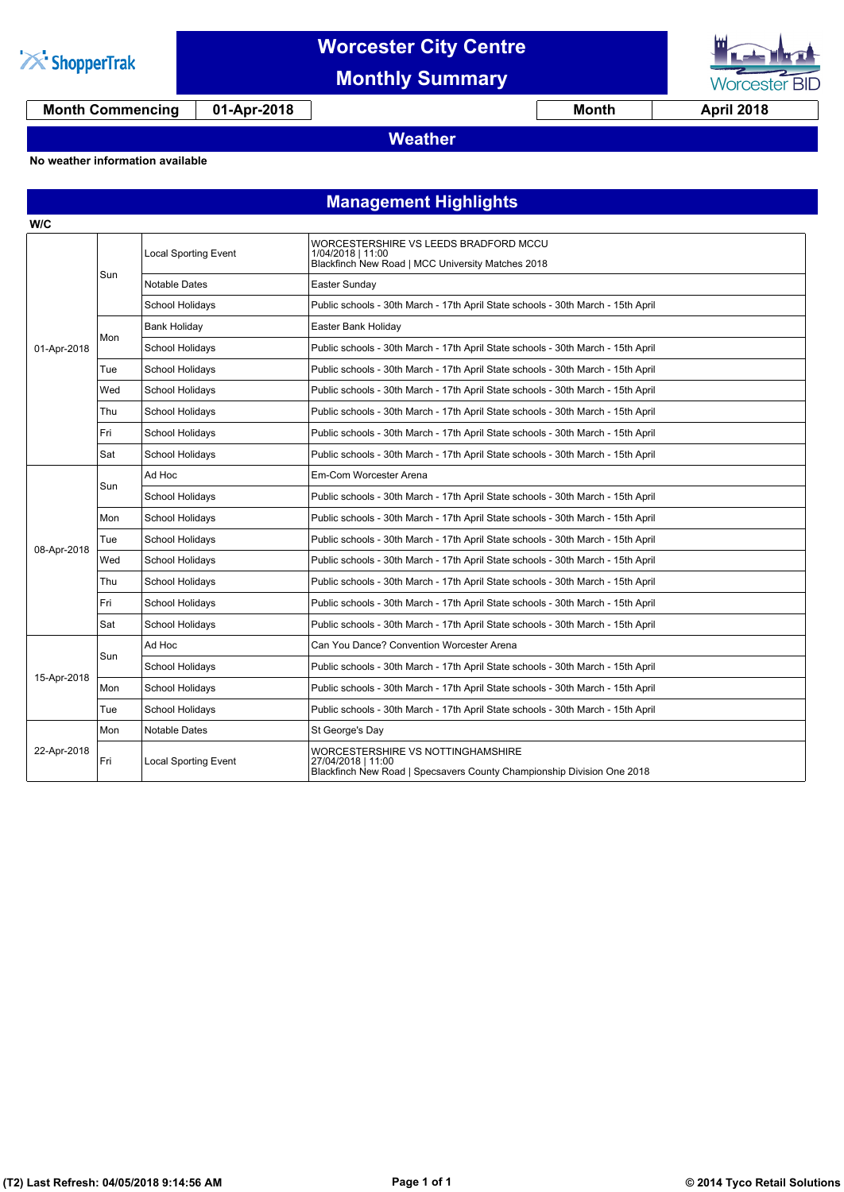# Worcester City Centre
## Monthly Summary

| Month Commencing | 01-Apr-2018 | Month | April 2018 |
|---|---|---|---|

## Weather

**No weather information available**

## Management Highlights

| W/C | | | |
|---|---|---|---|
| 01-Apr-2018 | Sun | Local Sporting Event | WORCESTERSHIRE VS LEEDS BRADFORD MCCU 1/04/2018 \| 11:00 Blackfinch New Road \| MCC University Matches 2018 |
| | | Notable Dates | Easter Sunday |
| | | School Holidays | Public schools - 30th March - 17th April State schools - 30th March - 15th April |
| | Mon | Bank Holiday | Easter Bank Holiday |
| | | School Holidays | Public schools - 30th March - 17th April State schools - 30th March - 15th April |
| | Tue | School Holidays | Public schools - 30th March - 17th April State schools - 30th March - 15th April |
| | Wed | School Holidays | Public schools - 30th March - 17th April State schools - 30th March - 15th April |
| | Thu | School Holidays | Public schools - 30th March - 17th April State schools - 30th March - 15th April |
| | Fri | School Holidays | Public schools - 30th March - 17th April State schools - 30th March - 15th April |
| | Sat | School Holidays | Public schools - 30th March - 17th April State schools - 30th March - 15th April |
| 08-Apr-2018 | Sun | Ad Hoc | Em-Com Worcester Arena |
| | | School Holidays | Public schools - 30th March - 17th April State schools - 30th March - 15th April |
| | Mon | School Holidays | Public schools - 30th March - 17th April State schools - 30th March - 15th April |
| | Tue | School Holidays | Public schools - 30th March - 17th April State schools - 30th March - 15th April |
| | Wed | School Holidays | Public schools - 30th March - 17th April State schools - 30th March - 15th April |
| | Thu | School Holidays | Public schools - 30th March - 17th April State schools - 30th March - 15th April |
| | Fri | School Holidays | Public schools - 30th March - 17th April State schools - 30th March - 15th April |
| | Sat | School Holidays | Public schools - 30th March - 17th April State schools - 30th March - 15th April |
| 15-Apr-2018 | Sun | Ad Hoc | Can You Dance? Convention Worcester Arena |
| | | School Holidays | Public schools - 30th March - 17th April State schools - 30th March - 15th April |
| | Mon | School Holidays | Public schools - 30th March - 17th April State schools - 30th March - 15th April |
| | Tue | School Holidays | Public schools - 30th March - 17th April State schools - 30th March - 15th April |
| 22-Apr-2018 | Mon | Notable Dates | St George's Day |
| | Fri | Local Sporting Event | WORCESTERSHIRE VS NOTTINGHAMSHIRE 27/04/2018 \| 11:00 Blackfinch New Road \| Specsavers County Championship Division One 2018 |

(T2) Last Refresh: 04/05/2018 9:14:56 AM

© 2014 Tyco Retail Solutions